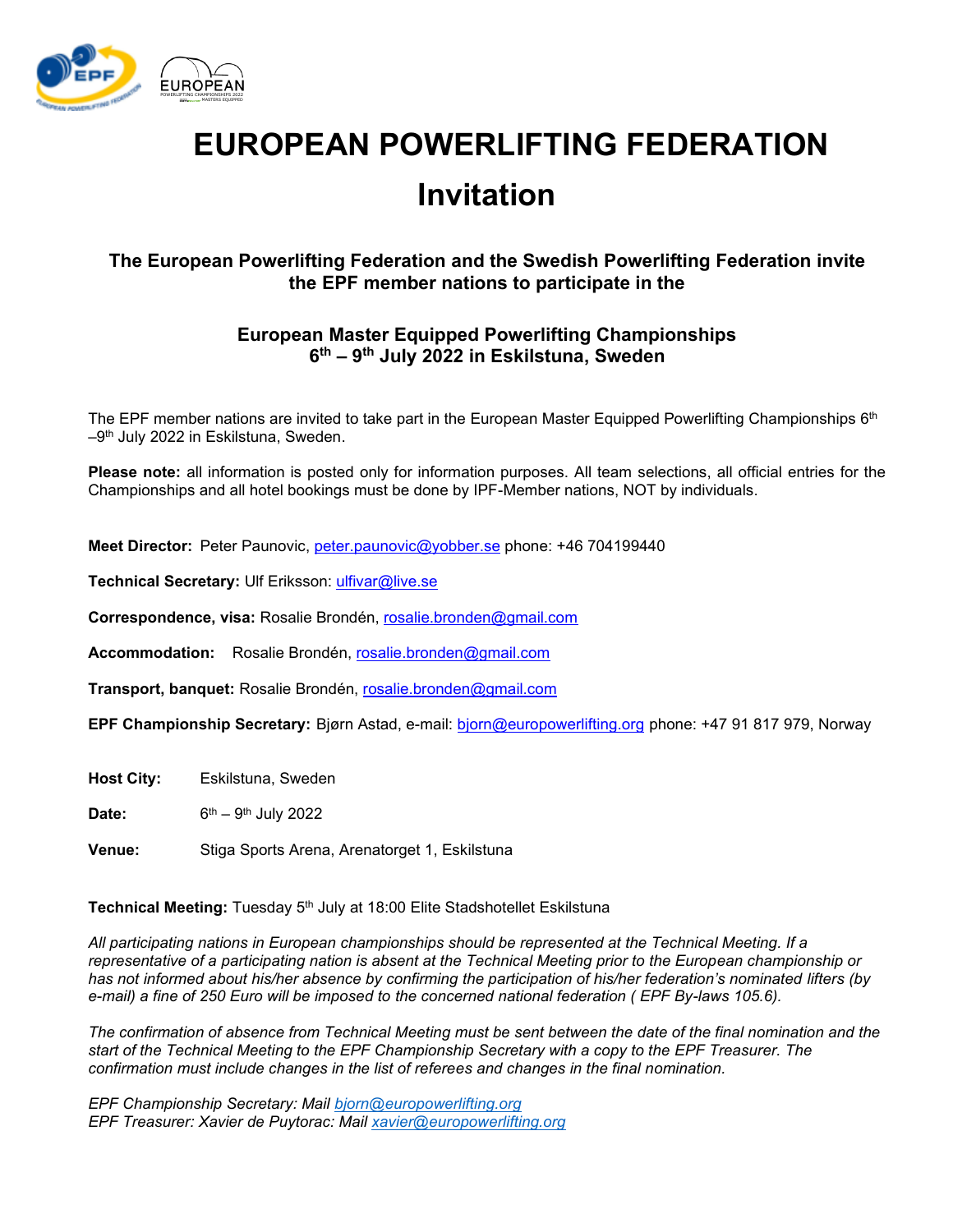# EUROPEAN POWERLIFTING FEDERATION

# Invitation

### The European Powerlifting Federation and the Swedish Powerlifting Federation invite the EPF member nations to participate in the

### European Master Equipped Powerlifting Championships 6th – 9th July 2022 in Eskilstuna, Sweden

The EPF member nations are invited to take part in the European Master Equipped Powerlifting Championships 6th –9th July 2022 in Eskilstuna, Sweden.

**Please note:** all information is posted only for information purposes. All team selections, all official entries for the Championships and all hotel bookings must be done by IPF-Member nations, NOT by individuals.

**Meet Director:** Peter Paunovic, peter.paunovic@yobber.se phone: +46 704199440

**Technical Secretary:** Ulf Eriksson: ulfivar@live.se

**Correspondence, visa:** Rosalie Brondén, rosalie.bronden@gmail.com

**Accommodation:** Rosalie Brondén, rosalie.bronden@gmail.com

**Transport, banquet:** Rosalie Brondén, rosalie.bronden@gmail.com

**EPF Championship Secretary:** Bjørn Astad, e-mail: bjorn@europowerlifting.org phone: +47 91 817 979, Norway

**Host City:** Eskilstuna, Sweden

**Date:** 6th – 9th July 2022

**Venue:** Stiga Sports Arena, Arenatorget 1, Eskilstuna

**Technical Meeting:** Tuesday 5th July at 18:00 Elite Stadshotellet Eskilstuna

*All participating nations in European championships should be represented at the Technical Meeting. If a representative of a participating nation is absent at the Technical Meeting prior to the European championship or has not informed about his/her absence by confirming the participation of his/her federation's nominated lifters (by e-mail) a fine of 250 Euro will be imposed to the concerned national federation ( EPF By-laws 105.6).*

*The confirmation of absence from Technical Meeting must be sent between the date of the final nomination and the start of the Technical Meeting to the EPF Championship Secretary with a copy to the EPF Treasurer. The confirmation must include changes in the list of referees and changes in the final nomination.*

*EPF Championship Secretary: Mail bjorn@europowerlifting.org*
*EPF Treasurer: Xavier de Puytorac: Mail xavier@europowerlifting.org*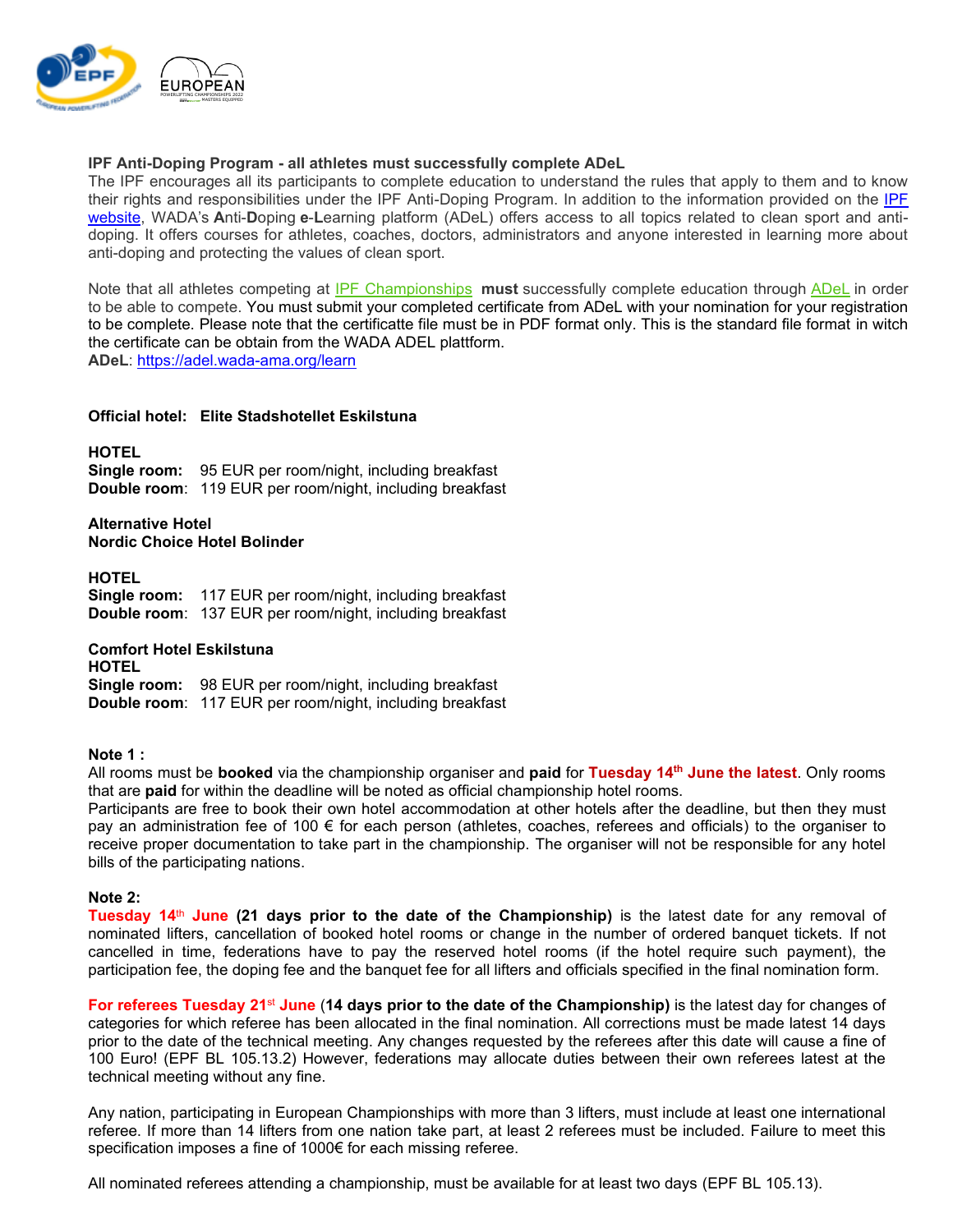**IPF Anti-Doping Program - all athletes must successfully complete ADeL**

The IPF encourages all its participants to complete education to understand the rules that apply to them and to know their rights and responsibilities under the IPF Anti-Doping Program. In addition to the information provided on the [IPF website](), WADA's **A**nti-**D**oping **e**-**L**earning platform (ADeL) offers access to all topics related to clean sport and anti-doping. It offers courses for athletes, coaches, doctors, administrators and anyone interested in learning more about anti-doping and protecting the values of clean sport.

Note that all athletes competing at [IPF Championships]() **must** successfully complete education through [ADeL]() in order to be able to compete. You must submit your completed certificate from ADeL with your nomination for your registration to be complete. Please note that the certificatte file must be in PDF format only. This is the standard file format in witch the certificate can be obtain from the WADA ADEL plattform.
**ADeL**: https://adel.wada-ama.org/learn

**Official hotel: Elite Stadshotellet Eskilstuna**

**HOTEL**
**Single room:** 95 EUR per room/night, including breakfast
**Double room**: 119 EUR per room/night, including breakfast

**Alternative Hotel**
**Nordic Choice Hotel Bolinder**

**HOTEL**
**Single room:** 117 EUR per room/night, including breakfast
**Double room**: 137 EUR per room/night, including breakfast

**Comfort Hotel Eskilstuna**
**HOTEL**
**Single room:** 98 EUR per room/night, including breakfast
**Double room**: 117 EUR per room/night, including breakfast

**Note 1 :**
All rooms must be **booked** via the championship organiser and **paid** for **Tuesday 14th June the latest**. Only rooms that are **paid** for within the deadline will be noted as official championship hotel rooms.
Participants are free to book their own hotel accommodation at other hotels after the deadline, but then they must pay an administration fee of 100 € for each person (athletes, coaches, referees and officials) to the organiser to receive proper documentation to take part in the championship. The organiser will not be responsible for any hotel bills of the participating nations.

**Note 2:**
**Tuesday 14th June (21 days prior to the date of the Championship)** is the latest date for any removal of nominated lifters, cancellation of booked hotel rooms or change in the number of ordered banquet tickets. If not cancelled in time, federations have to pay the reserved hotel rooms (if the hotel require such payment), the participation fee, the doping fee and the banquet fee for all lifters and officials specified in the final nomination form.

**For referees Tuesday 21st June** (**14 days prior to the date of the Championship)** is the latest day for changes of categories for which referee has been allocated in the final nomination. All corrections must be made latest 14 days prior to the date of the technical meeting. Any changes requested by the referees after this date will cause a fine of 100 Euro! (EPF BL 105.13.2) However, federations may allocate duties between their own referees latest at the technical meeting without any fine.

Any nation, participating in European Championships with more than 3 lifters, must include at least one international referee. If more than 14 lifters from one nation take part, at least 2 referees must be included. Failure to meet this specification imposes a fine of 1000€ for each missing referee.

All nominated referees attending a championship, must be available for at least two days (EPF BL 105.13).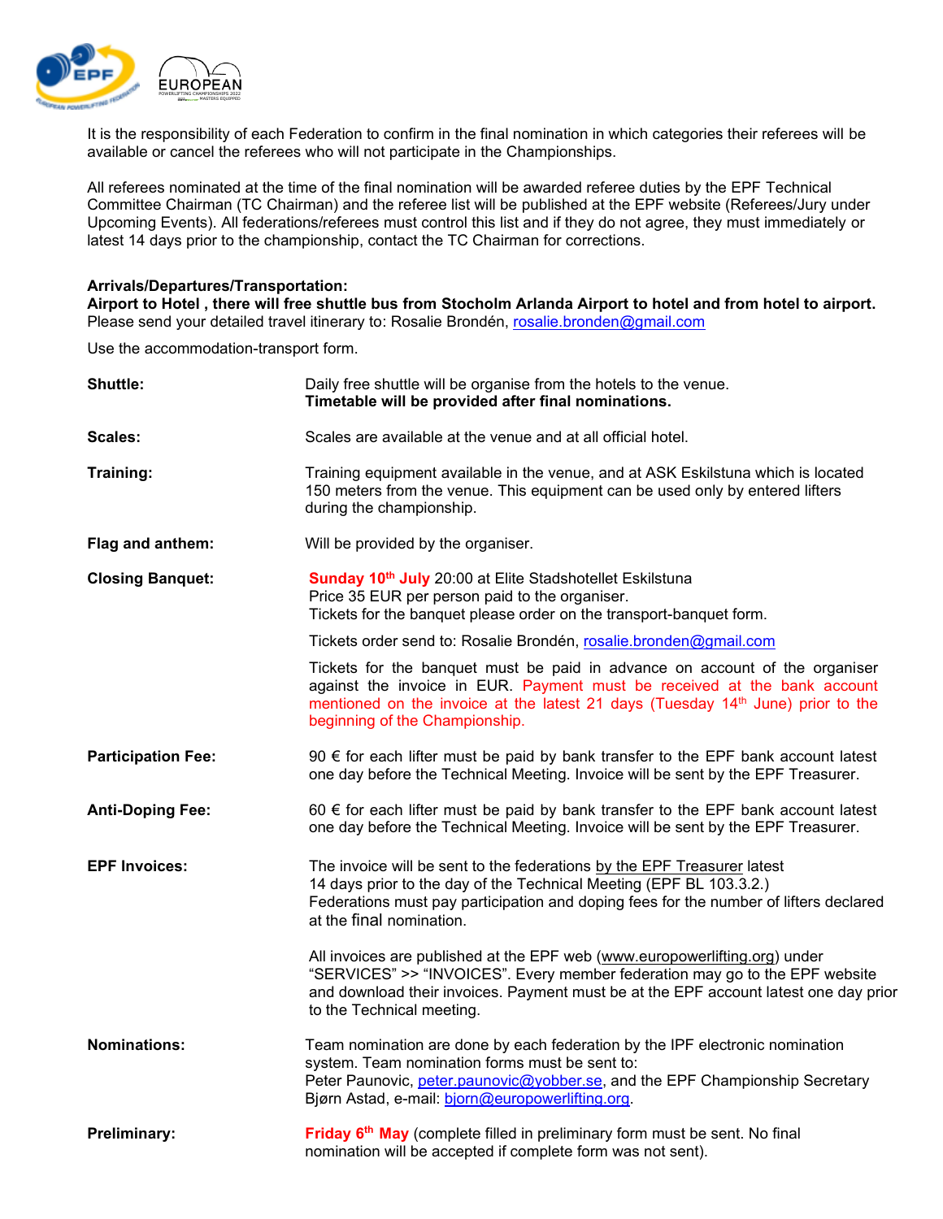It is the responsibility of each Federation to confirm in the final nomination in which categories their referees will be available or cancel the referees who will not participate in the Championships.

All referees nominated at the time of the final nomination will be awarded referee duties by the EPF Technical Committee Chairman (TC Chairman) and the referee list will be published at the EPF website (Referees/Jury under Upcoming Events). All federations/referees must control this list and if they do not agree, they must immediately or latest 14 days prior to the championship, contact the TC Chairman for corrections.

**Arrivals/Departures/Transportation:**
**Airport to Hotel , there will free shuttle bus from Stocholm Arlanda Airport to hotel and from hotel to airport.**
Please send your detailed travel itinerary to: Rosalie Brondén, rosalie.bronden@gmail.com

Use the accommodation-transport form.

**Shuttle:** Daily free shuttle will be organise from the hotels to the venue.
**Timetable will be provided after final nominations.**

**Scales:** Scales are available at the venue and at all official hotel.

**Training:** Training equipment available in the venue, and at ASK Eskilstuna which is located 150 meters from the venue. This equipment can be used only by entered lifters during the championship.

**Flag and anthem:** Will be provided by the organiser.

**Closing Banquet:** **Sunday 10th July** 20:00 at Elite Stadshotellet Eskilstuna
Price 35 EUR per person paid to the organiser.
Tickets for the banquet please order on the transport-banquet form.

Tickets order send to: Rosalie Brondén, rosalie.bronden@gmail.com

Tickets for the banquet must be paid in advance on account of the organiser against the invoice in EUR. Payment must be received at the bank account mentioned on the invoice at the latest 21 days (Tuesday 14th June) prior to the beginning of the Championship.

**Participation Fee:** 90 € for each lifter must be paid by bank transfer to the EPF bank account latest one day before the Technical Meeting. Invoice will be sent by the EPF Treasurer.

**Anti-Doping Fee:** 60 € for each lifter must be paid by bank transfer to the EPF bank account latest one day before the Technical Meeting. Invoice will be sent by the EPF Treasurer.

**EPF Invoices:** The invoice will be sent to the federations by the EPF Treasurer latest 14 days prior to the day of the Technical Meeting (EPF BL 103.3.2.)
Federations must pay participation and doping fees for the number of lifters declared at the final nomination.

All invoices are published at the EPF web (www.europowerlifting.org) under "SERVICES" >> "INVOICES". Every member federation may go to the EPF website and download their invoices. Payment must be at the EPF account latest one day prior to the Technical meeting.

**Nominations:** Team nomination are done by each federation by the IPF electronic nomination system. Team nomination forms must be sent to:
Peter Paunovic, peter.paunovic@yobber.se, and the EPF Championship Secretary Bjørn Astad, e-mail: bjorn@europowerlifting.org.

**Preliminary:** **Friday 6th May** (complete filled in preliminary form must be sent. No final nomination will be accepted if complete form was not sent).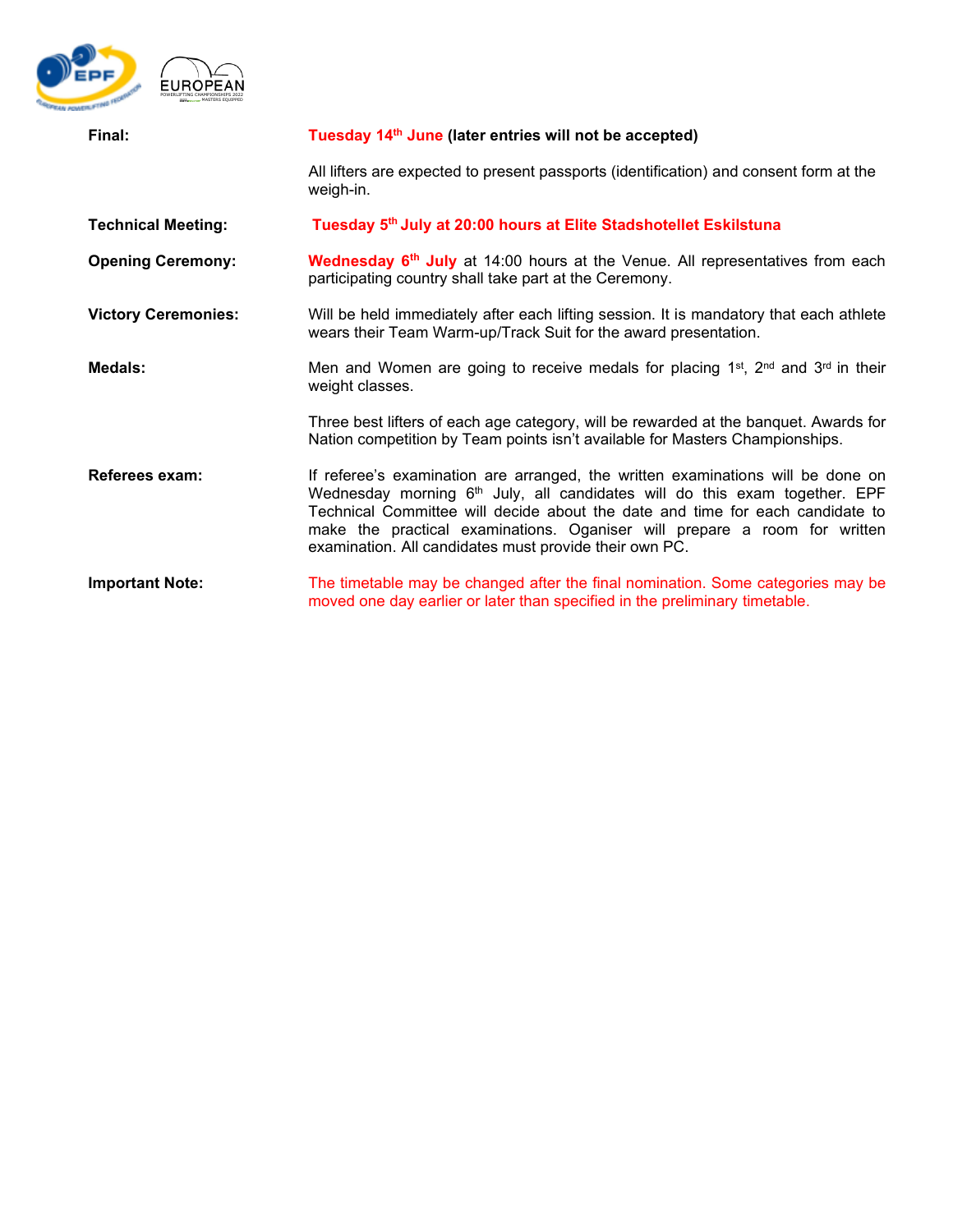| | |
|---|---|
| **Final:** | **Tuesday 14th June (later entries will not be accepted)** |
| | All lifters are expected to present passports (identification) and consent form at the weigh-in. |
| **Technical Meeting:** | **Tuesday 5th July at 20:00 hours at Elite Stadshotellet Eskilstuna** |
| **Opening Ceremony:** | **Wednesday 6th July** at 14:00 hours at the Venue. All representatives from each participating country shall take part at the Ceremony. |
| **Victory Ceremonies:** | Will be held immediately after each lifting session. It is mandatory that each athlete wears their Team Warm-up/Track Suit for the award presentation. |
| **Medals:** | Men and Women are going to receive medals for placing 1st, 2nd and 3rd in their weight classes. |
| | Three best lifters of each age category, will be rewarded at the banquet. Awards for Nation competition by Team points isn't available for Masters Championships. |
| **Referees exam:** | If referee's examination are arranged, the written examinations will be done on Wednesday morning 6th July, all candidates will do this exam together. EPF Technical Committee will decide about the date and time for each candidate to make the practical examinations. Oganiser will prepare a room for written examination. All candidates must provide their own PC. |
| **Important Note:** | The timetable may be changed after the final nomination. Some categories may be moved one day earlier or later than specified in the preliminary timetable. |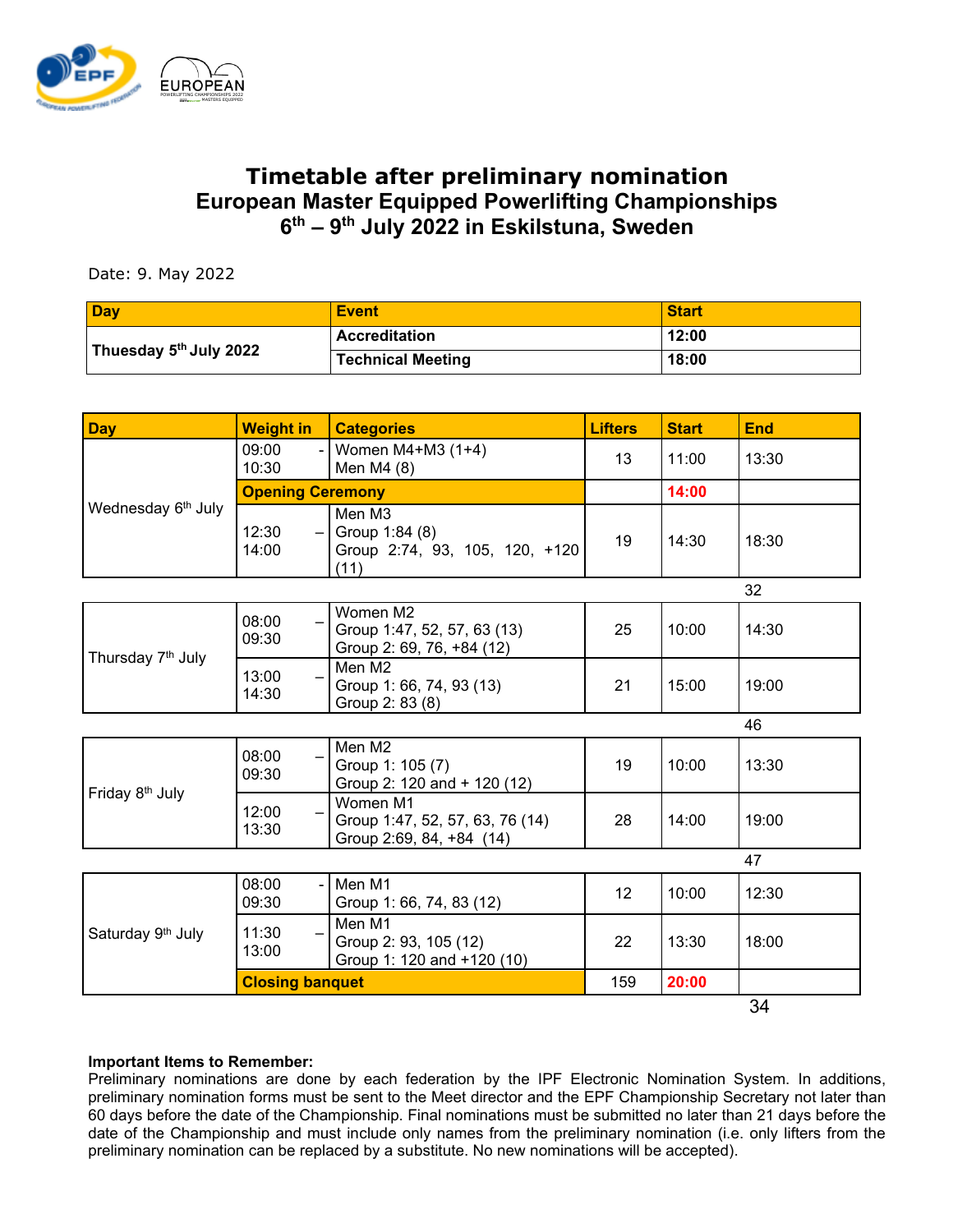# Timetable after preliminary nomination
## European Master Equipped Powerlifting Championships
## 6th – 9th July 2022 in Eskilstuna, Sweden

Date: 9. May 2022

| Day | Event | Start |
|---|---|---|
| Thuesday 5th July 2022 | Accreditation | 12:00 |
| | Technical Meeting | 18:00 |

| Day | Weight in | Categories | Lifters | Start | End |
|---|---|---|---|---|---|
| Wednesday 6th July | 09:00 - 10:30 | Women M4+M3 (1+4)<br>Men M4 (8) | 13 | 11:00 | 13:30 |
| | Opening Ceremony | | | 14:00 | |
| | 12:30 – 14:00 | Men M3<br>Group 1:84 (8)<br>Group 2:74, 93, 105, 120, +120 (11) | 19 | 14:30 | 18:30 |
| | | | | | 32 |
| Thursday 7th July | 08:00 – 09:30 | Women M2<br>Group 1:47, 52, 57, 63 (13)<br>Group 2: 69, 76, +84 (12) | 25 | 10:00 | 14:30 |
| | 13:00 – 14:30 | Men M2<br>Group 1: 66, 74, 93 (13)<br>Group 2: 83 (8) | 21 | 15:00 | 19:00 |
| | | | | | 46 |
| Friday 8th July | 08:00 – 09:30 | Men M2<br>Group 1: 105 (7)<br>Group 2: 120 and + 120 (12) | 19 | 10:00 | 13:30 |
| | 12:00 – 13:30 | Women M1<br>Group 1:47, 52, 57, 63, 76 (14)<br>Group 2:69, 84, +84 (14) | 28 | 14:00 | 19:00 |
| | | | | | 47 |
| Saturday 9th July | 08:00 - 09:30 | Men M1<br>Group 1: 66, 74, 83 (12) | 12 | 10:00 | 12:30 |
| | 11:30 – 13:00 | Men M1<br>Group 2: 93, 105 (12)<br>Group 1: 120 and +120 (10) | 22 | 13:30 | 18:00 |
| | Closing banquet | | 159 | 20:00 | |
| | | | | | 34 |

**Important Items to Remember:**
Preliminary nominations are done by each federation by the IPF Electronic Nomination System. In additions, preliminary nomination forms must be sent to the Meet director and the EPF Championship Secretary not later than 60 days before the date of the Championship. Final nominations must be submitted no later than 21 days before the date of the Championship and must include only names from the preliminary nomination (i.e. only lifters from the preliminary nomination can be replaced by a substitute. No new nominations will be accepted).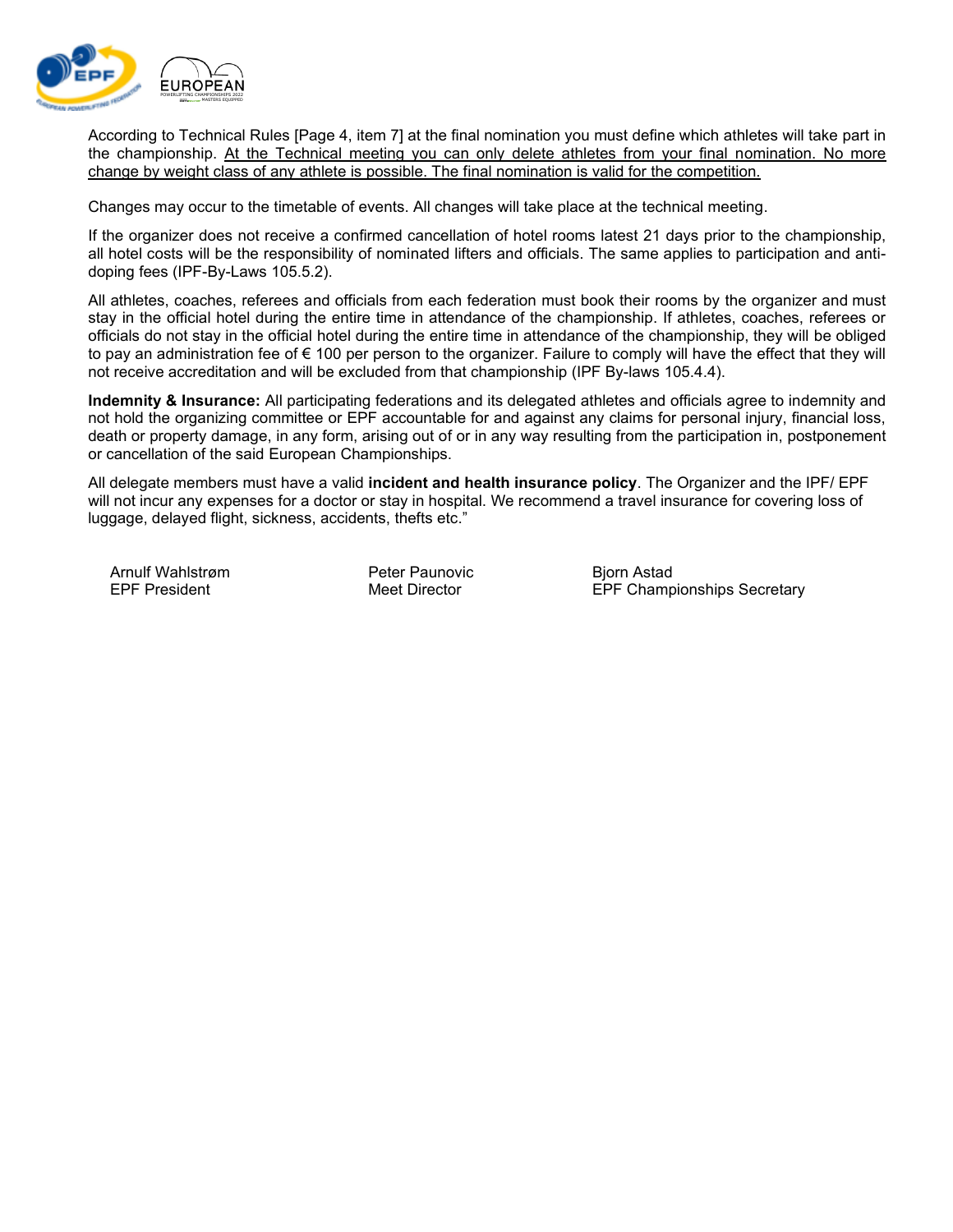According to Technical Rules [Page 4, item 7] at the final nomination you must define which athletes will take part in the championship. At the Technical meeting you can only delete athletes from your final nomination. No more change by weight class of any athlete is possible. The final nomination is valid for the competition.

Changes may occur to the timetable of events. All changes will take place at the technical meeting.

If the organizer does not receive a confirmed cancellation of hotel rooms latest 21 days prior to the championship, all hotel costs will be the responsibility of nominated lifters and officials. The same applies to participation and anti-doping fees (IPF-By-Laws 105.5.2).

All athletes, coaches, referees and officials from each federation must book their rooms by the organizer and must stay in the official hotel during the entire time in attendance of the championship. If athletes, coaches, referees or officials do not stay in the official hotel during the entire time in attendance of the championship, they will be obliged to pay an administration fee of € 100 per person to the organizer. Failure to comply will have the effect that they will not receive accreditation and will be excluded from that championship (IPF By-laws 105.4.4).

**Indemnity & Insurance:** All participating federations and its delegated athletes and officials agree to indemnity and not hold the organizing committee or EPF accountable for and against any claims for personal injury, financial loss, death or property damage, in any form, arising out of or in any way resulting from the participation in, postponement or cancellation of the said European Championships.

All delegate members must have a valid **incident and health insurance policy**. The Organizer and the IPF/ EPF will not incur any expenses for a doctor or stay in hospital. We recommend a travel insurance for covering loss of luggage, delayed flight, sickness, accidents, thefts etc."

Arnulf Wahlstrøm
EPF President

Peter Paunovic
Meet Director

Bjorn Astad
EPF Championships Secretary